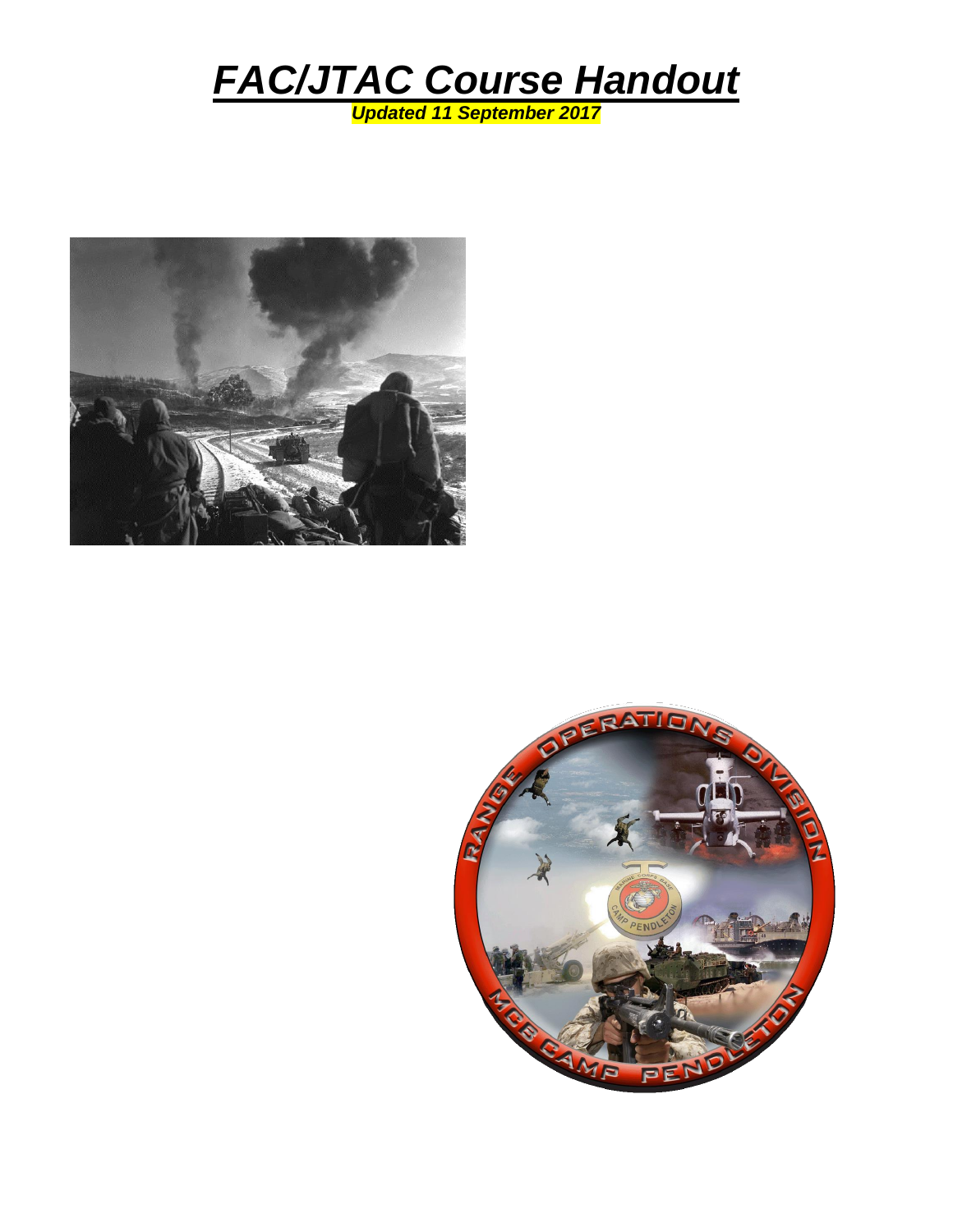# ***FAC/JTAC Course Handout***

***Updated 11 September 2017***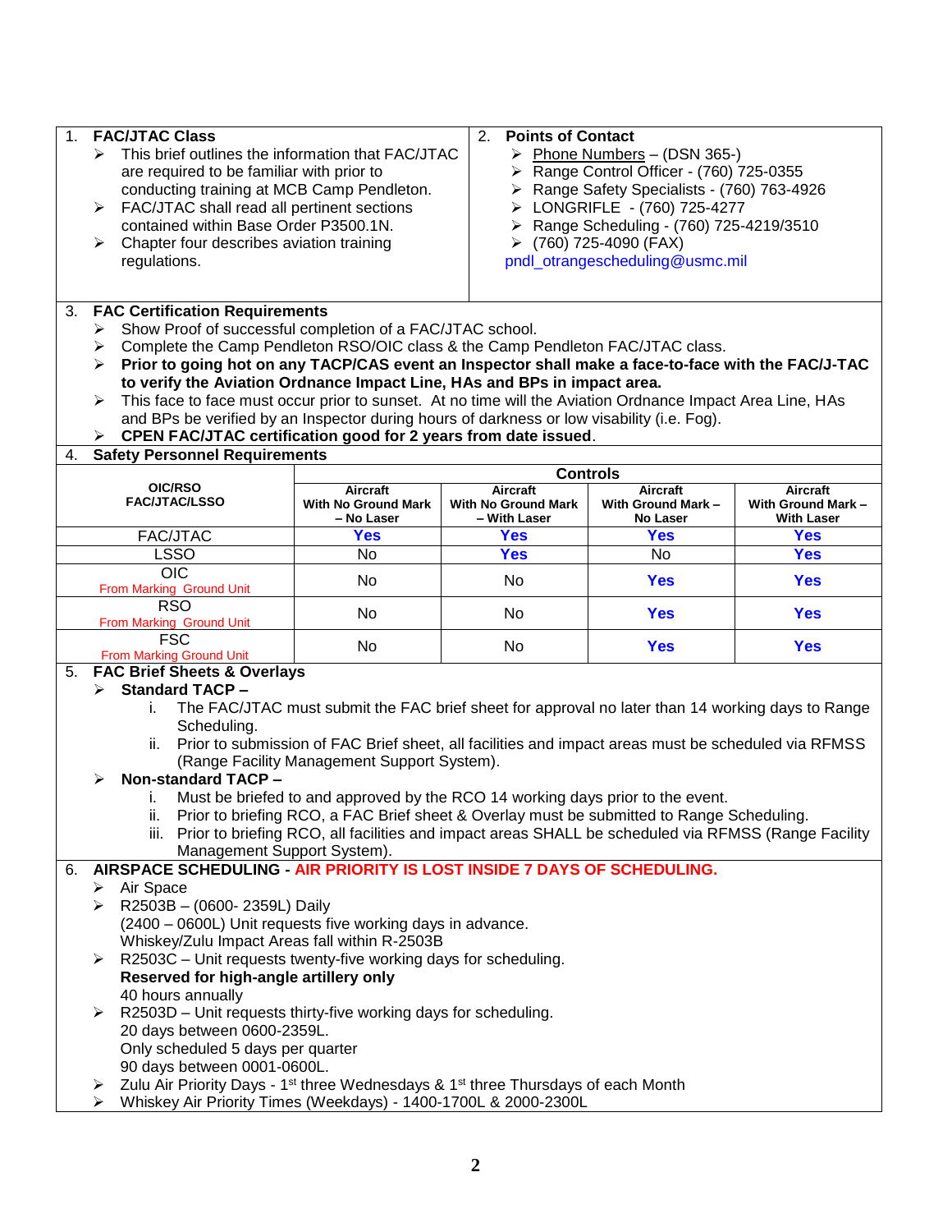## 1. FAC/JTAC Class

- This brief outlines the information that FAC/JTAC are required to be familiar with prior to conducting training at MCB Camp Pendleton.
- FAC/JTAC shall read all pertinent sections contained within Base Order P3500.1N.
- Chapter four describes aviation training regulations.

## 2. Points of Contact

- Phone Numbers – (DSN 365-)
- Range Control Officer - (760) 725-0355
- Range Safety Specialists - (760) 763-4926
- LONGRIFLE - (760) 725-4277
- Range Scheduling - (760) 725-4219/3510
- (760) 725-4090 (FAX)

pndl_otrangescheduling@usmc.mil

## 3. FAC Certification Requirements

- Show Proof of successful completion of a FAC/JTAC school.
- Complete the Camp Pendleton RSO/OIC class & the Camp Pendleton FAC/JTAC class.
- **Prior to going hot on any TACP/CAS event an Inspector shall make a face-to-face with the FAC/J-TAC to verify the Aviation Ordnance Impact Line, HAs and BPs in impact area.**
- This face to face must occur prior to sunset. At no time will the Aviation Ordnance Impact Area Line, HAs and BPs be verified by an Inspector during hours of darkness or low visability (i.e. Fog).
- **CPEN FAC/JTAC certification good for 2 years from date issued**.

## 4. Safety Personnel Requirements

| OIC/RSO FAC/JTAC/LSSO | Controls | | | |
|---|---|---|---|---|
| | **Aircraft With No Ground Mark – No Laser** | **Aircraft With No Ground Mark – With Laser** | **Aircraft With Ground Mark – No Laser** | **Aircraft With Ground Mark – With Laser** |
| FAC/JTAC | Yes | Yes | Yes | Yes |
| LSSO | No | Yes | No | Yes |
| OIC From Marking Ground Unit | No | No | Yes | Yes |
| RSO From Marking Ground Unit | No | No | Yes | Yes |
| FSC From Marking Ground Unit | No | No | Yes | Yes |

## 5. FAC Brief Sheets & Overlays

- **Standard TACP –**
  - i. The FAC/JTAC must submit the FAC brief sheet for approval no later than 14 working days to Range Scheduling.
  - ii. Prior to submission of FAC Brief sheet, all facilities and impact areas must be scheduled via RFMSS (Range Facility Management Support System).
- **Non-standard TACP –**
  - i. Must be briefed to and approved by the RCO 14 working days prior to the event.
  - ii. Prior to briefing RCO, a FAC Brief sheet & Overlay must be submitted to Range Scheduling.
  - iii. Prior to briefing RCO, all facilities and impact areas SHALL be scheduled via RFMSS (Range Facility Management Support System).

## 6. AIRSPACE SCHEDULING - AIR PRIORITY IS LOST INSIDE 7 DAYS OF SCHEDULING.

- Air Space
- R2503B – (0600- 2359L) Daily
  (2400 – 0600L) Unit requests five working days in advance.
  Whiskey/Zulu Impact Areas fall within R-2503B
- R2503C – Unit requests twenty-five working days for scheduling.
  **Reserved for high-angle artillery only**
  40 hours annually
- R2503D – Unit requests thirty-five working days for scheduling.
  20 days between 0600-2359L.
  Only scheduled 5 days per quarter
  90 days between 0001-0600L.
- Zulu Air Priority Days - 1st three Wednesdays & 1st three Thursdays of each Month
- Whiskey Air Priority Times (Weekdays) - 1400-1700L & 2000-2300L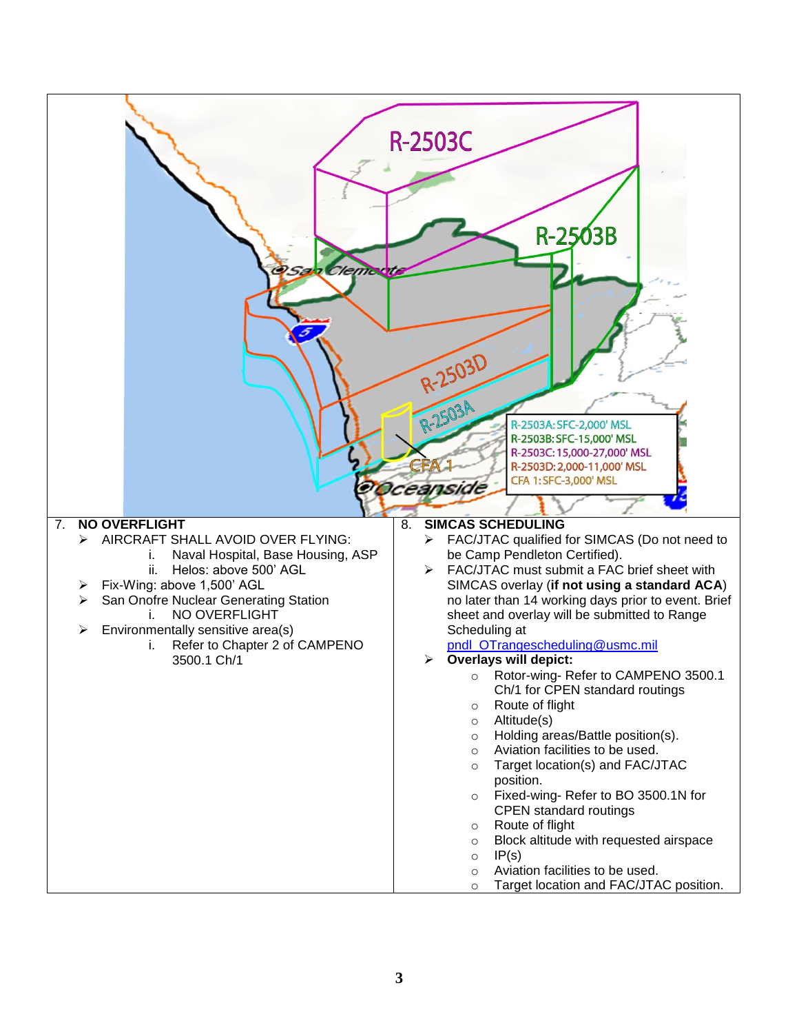R-2503A: SFC-2,000' MSL
R-2503B: SFC-15,000' MSL
R-2503C: 15,000-27,000' MSL
R-2503D: 2,000-11,000' MSL
CFA 1: SFC-3,000' MSL

7. **NO OVERFLIGHT**

- AIRCRAFT SHALL AVOID OVER FLYING:
  - i. Naval Hospital, Base Housing, ASP
  - ii. Helos: above 500' AGL
- Fix-Wing: above 1,500' AGL
- San Onofre Nuclear Generating Station
  - i. NO OVERFLIGHT
- Environmentally sensitive area(s)
  - i. Refer to Chapter 2 of CAMPENO 3500.1 Ch/1

8. **SIMCAS SCHEDULING**

- FAC/JTAC qualified for SIMCAS (Do not need to be Camp Pendleton Certified).
- FAC/JTAC must submit a FAC brief sheet with SIMCAS overlay (**if not using a standard ACA**) no later than 14 working days prior to event. Brief sheet and overlay will be submitted to Range Scheduling at pndl_OTrangescheduling@usmc.mil
- **Overlays will depict:**
  - Rotor-wing- Refer to CAMPENO 3500.1 Ch/1 for CPEN standard routings
  - Route of flight
  - Altitude(s)
  - Holding areas/Battle position(s).
  - Aviation facilities to be used.
  - Target location(s) and FAC/JTAC position.
  - Fixed-wing- Refer to BO 3500.1N for CPEN standard routings
  - Route of flight
  - Block altitude with requested airspace
  - IP(s)
  - Aviation facilities to be used.
  - Target location and FAC/JTAC position.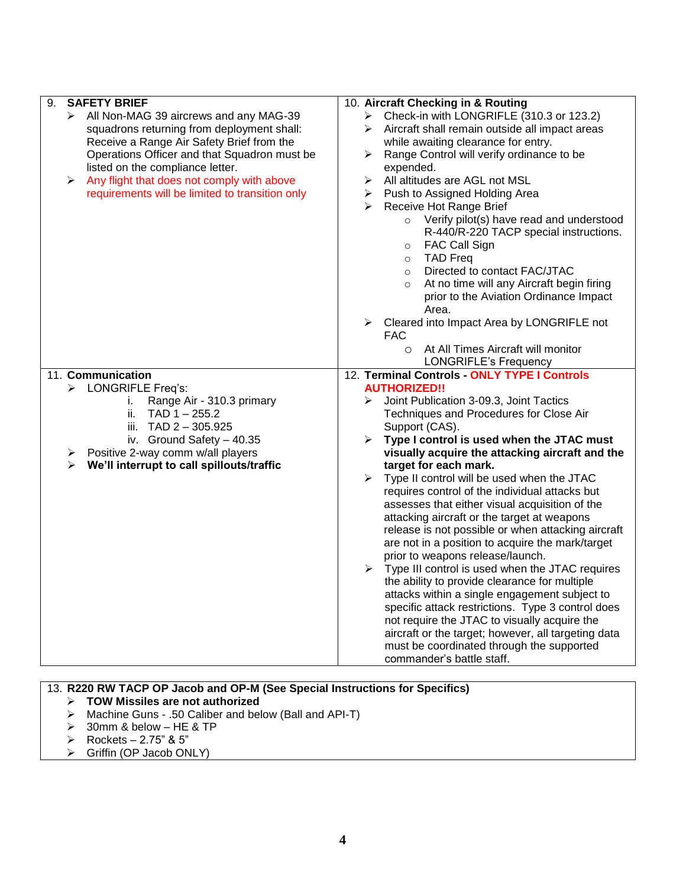## 9. SAFETY BRIEF

- All Non-MAG 39 aircrews and any MAG-39 squadrons returning from deployment shall: Receive a Range Air Safety Brief from the Operations Officer and that Squadron must be listed on the compliance letter.
- Any flight that does not comply with above requirements will be limited to transition only

## 10. Aircraft Checking in & Routing

- Check-in with LONGRIFLE (310.3 or 123.2)
- Aircraft shall remain outside all impact areas while awaiting clearance for entry.
- Range Control will verify ordinance to be expended.
- All altitudes are AGL not MSL
- Push to Assigned Holding Area
- Receive Hot Range Brief
  - Verify pilot(s) have read and understood R-440/R-220 TACP special instructions.
  - FAC Call Sign
  - TAD Freq
  - Directed to contact FAC/JTAC
  - At no time will any Aircraft begin firing prior to the Aviation Ordinance Impact Area.
- Cleared into Impact Area by LONGRIFLE not FAC
  - At All Times Aircraft will monitor LONGRIFLE's Frequency

## 11. Communication

- LONGRIFLE Freq's:
  - i. Range Air - 310.3 primary
  - ii. TAD 1 – 255.2
  - iii. TAD 2 – 305.925
  - iv. Ground Safety – 40.35
- Positive 2-way comm w/all players
- **We'll interrupt to call spillouts/traffic**

## 12. Terminal Controls - ONLY TYPE I Controls AUTHORIZED!!

- Joint Publication 3-09.3, Joint Tactics Techniques and Procedures for Close Air Support (CAS).
- **Type I control is used when the JTAC must visually acquire the attacking aircraft and the target for each mark.**
- Type II control will be used when the JTAC requires control of the individual attacks but assesses that either visual acquisition of the attacking aircraft or the target at weapons release is not possible or when attacking aircraft are not in a position to acquire the mark/target prior to weapons release/launch.
- Type III control is used when the JTAC requires the ability to provide clearance for multiple attacks within a single engagement subject to specific attack restrictions. Type 3 control does not require the JTAC to visually acquire the aircraft or the target; however, all targeting data must be coordinated through the supported commander's battle staff.

## 13. R220 RW TACP OP Jacob and OP-M (See Special Instructions for Specifics)

- **TOW Missiles are not authorized**
- Machine Guns - .50 Caliber and below (Ball and API-T)
- 30mm & below – HE & TP
- Rockets – 2.75" & 5"
- Griffin (OP Jacob ONLY)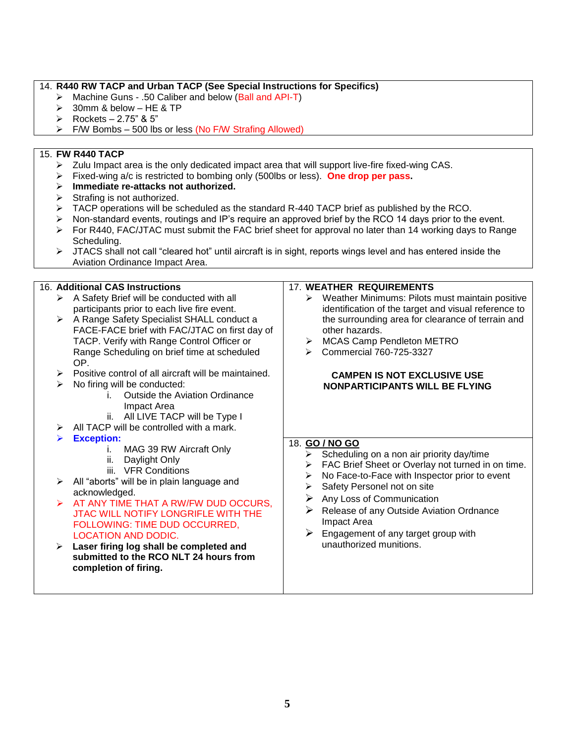## 14. R440 RW TACP and Urban TACP (See Special Instructions for Specifics)

- Machine Guns - .50 Caliber and below (Ball and API-T)
- 30mm & below – HE & TP
- Rockets – 2.75" & 5"
- F/W Bombs – 500 lbs or less (No F/W Strafing Allowed)

## 15. FW R440 TACP

- Zulu Impact area is the only dedicated impact area that will support live-fire fixed-wing CAS.
- Fixed-wing a/c is restricted to bombing only (500lbs or less). **One drop per pass.**
- **Immediate re-attacks not authorized.**
- Strafing is not authorized.
- TACP operations will be scheduled as the standard R-440 TACP brief as published by the RCO.
- Non-standard events, routings and IP's require an approved brief by the RCO 14 days prior to the event.
- For R440, FAC/JTAC must submit the FAC brief sheet for approval no later than 14 working days to Range Scheduling.
- JTACS shall not call "cleared hot" until aircraft is in sight, reports wings level and has entered inside the Aviation Ordinance Impact Area.

## 16. Additional CAS Instructions

- A Safety Brief will be conducted with all participants prior to each live fire event.
- A Range Safety Specialist SHALL conduct a FACE-FACE brief with FAC/JTAC on first day of TACP. Verify with Range Control Officer or Range Scheduling on brief time at scheduled OP.
- Positive control of all aircraft will be maintained.
- No firing will be conducted:
  - i. Outside the Aviation Ordinance Impact Area
  - ii. All LIVE TACP will be Type I
- All TACP will be controlled with a mark.
- **Exception:**
  - i. MAG 39 RW Aircraft Only
  - ii. Daylight Only
  - iii. VFR Conditions
- All "aborts" will be in plain language and acknowledged.
- AT ANY TIME THAT A RW/FW DUD OCCURS, JTAC WILL NOTIFY LONGRIFLE WITH THE FOLLOWING: TIME DUD OCCURRED, LOCATION AND DODIC.
- **Laser firing log shall be completed and submitted to the RCO NLT 24 hours from completion of firing.**

## 17. WEATHER REQUIREMENTS

- Weather Minimums: Pilots must maintain positive identification of the target and visual reference to the surrounding area for clearance of terrain and other hazards.
- MCAS Camp Pendleton METRO
- Commercial 760-725-3327

**CAMPEN IS NOT EXCLUSIVE USE**
**NONPARTICIPANTS WILL BE FLYING**

## 18. GO / NO GO

- Scheduling on a non air priority day/time
- FAC Brief Sheet or Overlay not turned in on time.
- No Face-to-Face with Inspector prior to event
- Safety Personel not on site
- Any Loss of Communication
- Release of any Outside Aviation Ordnance Impact Area
- Engagement of any target group with unauthorized munitions.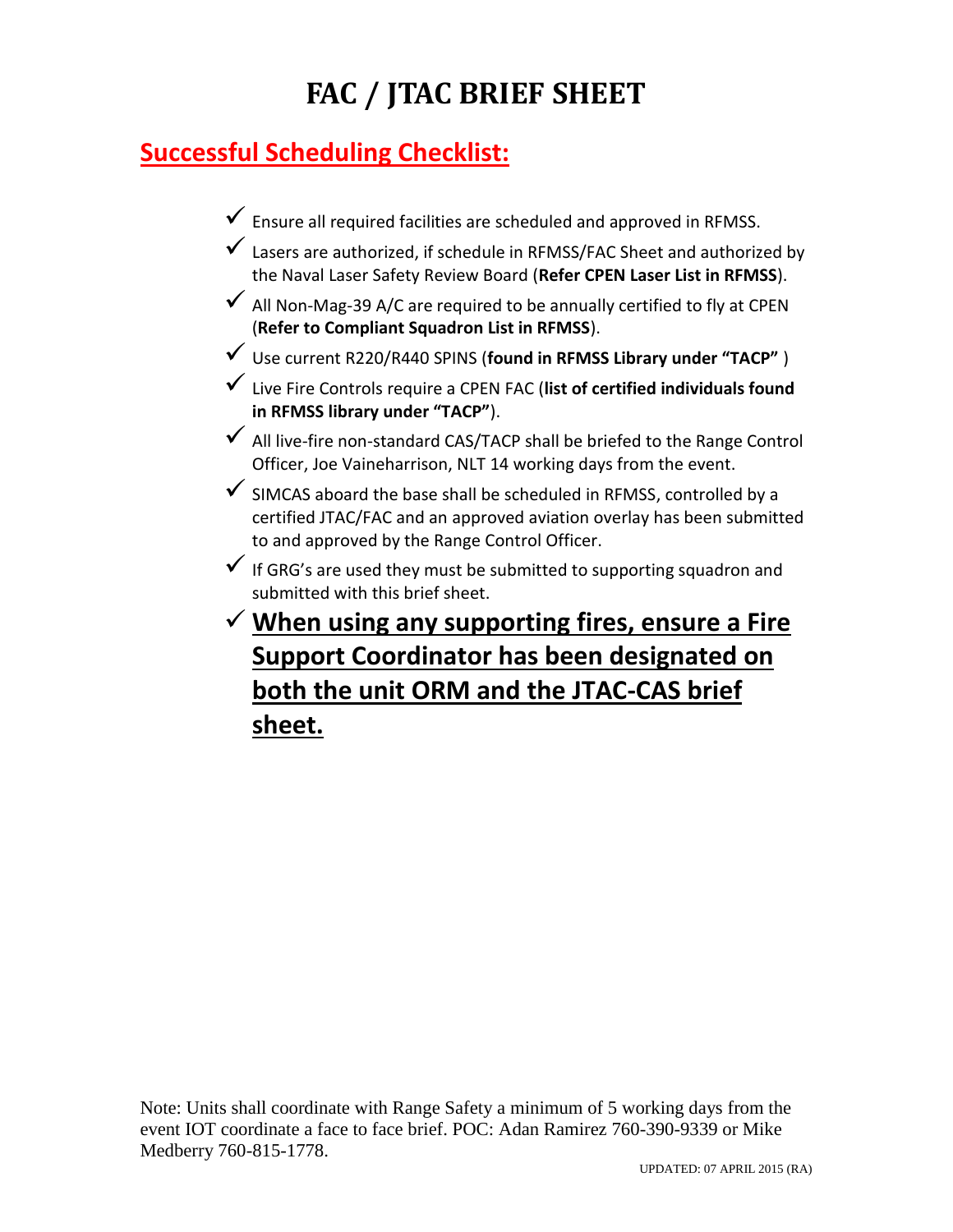# FAC / JTAC BRIEF SHEET

## Successful Scheduling Checklist:

- ✓ Ensure all required facilities are scheduled and approved in RFMSS.
- ✓ Lasers are authorized, if schedule in RFMSS/FAC Sheet and authorized by the Naval Laser Safety Review Board (**Refer CPEN Laser List in RFMSS**).
- ✓ All Non-Mag-39 A/C are required to be annually certified to fly at CPEN (**Refer to Compliant Squadron List in RFMSS**).
- ✓ Use current R220/R440 SPINS (**found in RFMSS Library under "TACP"** )
- ✓ Live Fire Controls require a CPEN FAC (**list of certified individuals found in RFMSS library under "TACP"**).
- ✓ All live-fire non-standard CAS/TACP shall be briefed to the Range Control Officer, Joe Vaineharrison, NLT 14 working days from the event.
- ✓ SIMCAS aboard the base shall be scheduled in RFMSS, controlled by a certified JTAC/FAC and an approved aviation overlay has been submitted to and approved by the Range Control Officer.
- ✓ If GRG's are used they must be submitted to supporting squadron and submitted with this brief sheet.
- ✓ **When using any supporting fires, ensure a Fire Support Coordinator has been designated on both the unit ORM and the JTAC-CAS brief sheet.**

Note: Units shall coordinate with Range Safety a minimum of 5 working days from the event IOT coordinate a face to face brief. POC: Adan Ramirez 760-390-9339 or Mike Medberry 760-815-1778.

UPDATED: 07 APRIL 2015 (RA)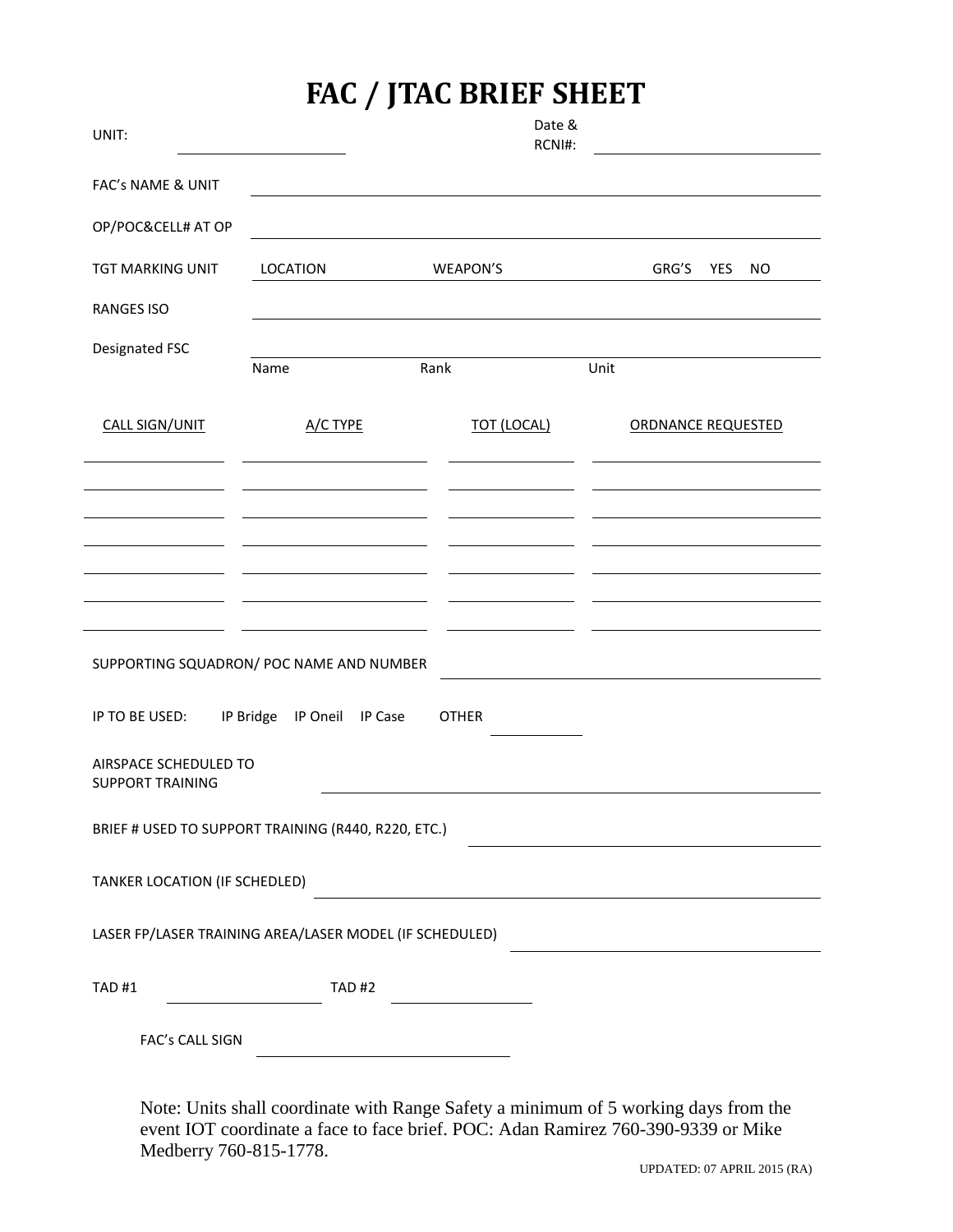# FAC / JTAC BRIEF SHEET

UNIT: ____________________ Date & RCNI#: ____________________________

FAC's NAME & UNIT ________________________________________________

OP/POC&CELL# AT OP ________________________________________________

TGT MARKING UNIT LOCATION WEAPON'S GRG'S YES NO

RANGES ISO ________________________________________________

Designated FSC ________________________________________________
Name Rank Unit

| CALL SIGN/UNIT | A/C TYPE | TOT (LOCAL) | ORDNANCE REQUESTED |
|---|---|---|---|
| | | | |
| | | | |
| | | | |
| | | | |
| | | | |
| | | | |
| | | | |

SUPPORTING SQUADRON/ POC NAME AND NUMBER ____________________________

IP TO BE USED: IP Bridge IP Oneil IP Case OTHER ____________

AIRSPACE SCHEDULED TO SUPPORT TRAINING ____________________________

BRIEF # USED TO SUPPORT TRAINING (R440, R220, ETC.) ____________________________

TANKER LOCATION (IF SCHEDLED) ____________________________

LASER FP/LASER TRAINING AREA/LASER MODEL (IF SCHEDULED) ____________________________

TAD #1 ____________ TAD #2 ____________

FAC's CALL SIGN ____________________

Note: Units shall coordinate with Range Safety a minimum of 5 working days from the event IOT coordinate a face to face brief. POC: Adan Ramirez 760-390-9339 or Mike Medberry 760-815-1778.

UPDATED: 07 APRIL 2015 (RA)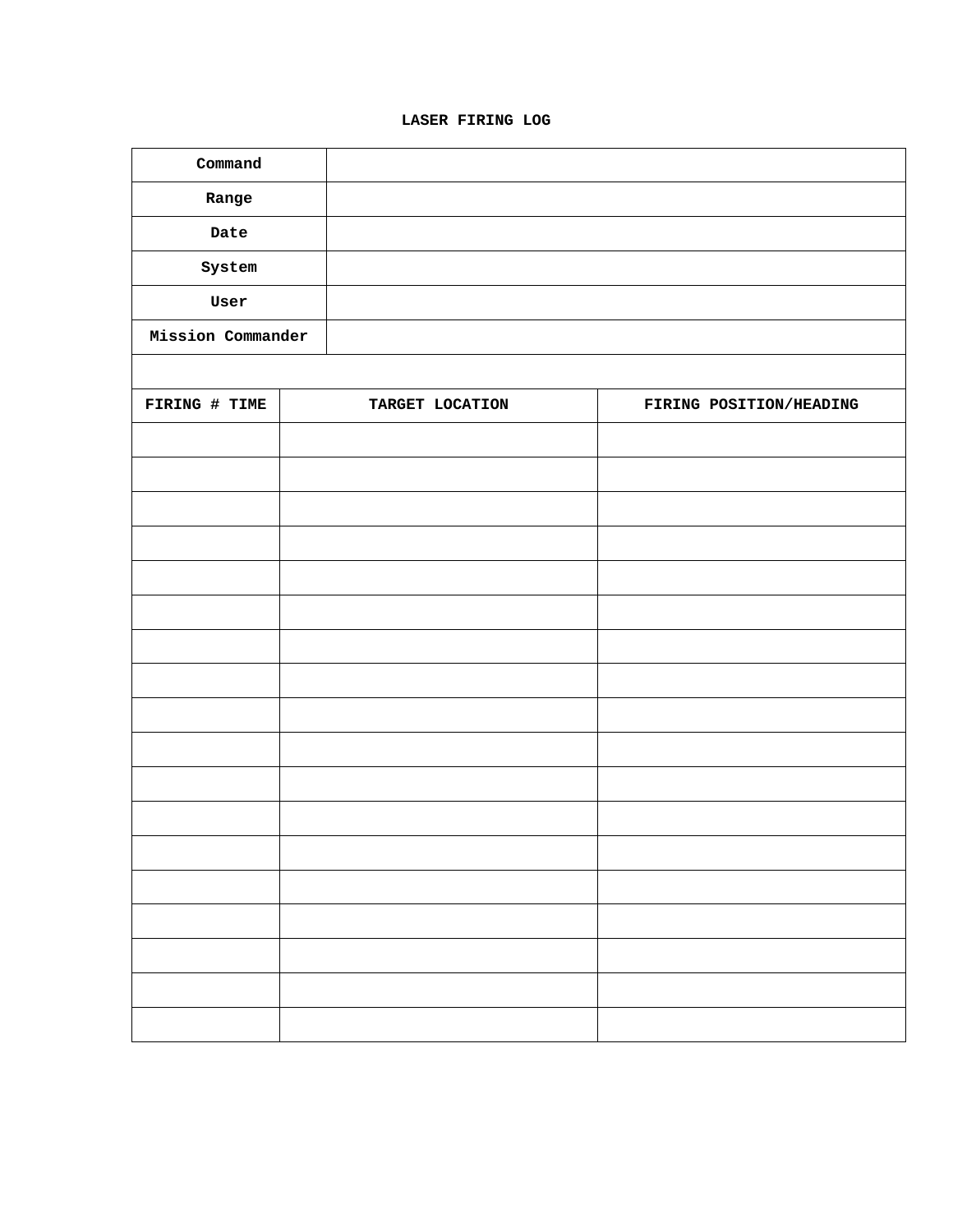# LASER FIRING LOG

| | |
|---|---|
| **Command** | |
| **Range** | |
| **Date** | |
| **System** | |
| **User** | |
| **Mission Commander** | |

| **FIRING # TIME** | **TARGET LOCATION** | **FIRING POSITION/HEADING** |
|---|---|---|
| | | |
| | | |
| | | |
| | | |
| | | |
| | | |
| | | |
| | | |
| | | |
| | | |
| | | |
| | | |
| | | |
| | | |
| | | |
| | | |
| | | |
| | | |